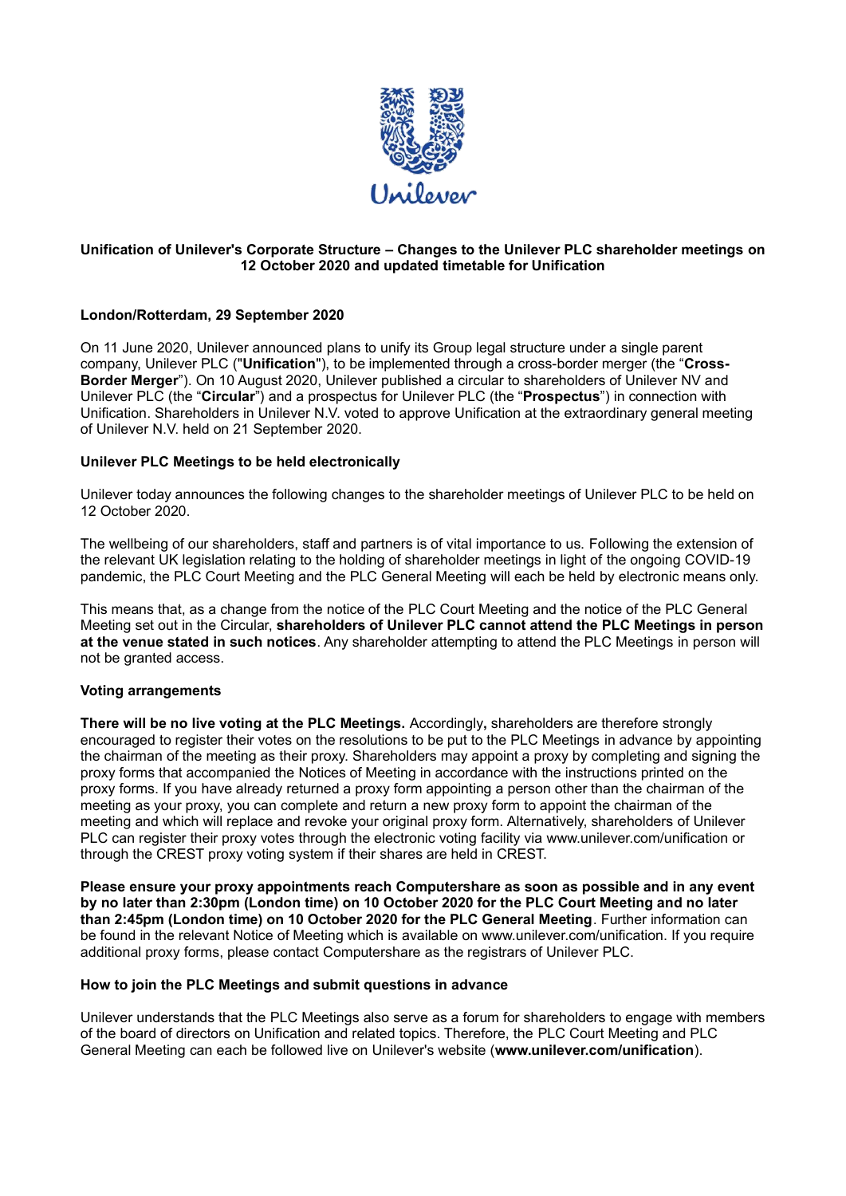**Unification of Unilever's Corporate Structure – Changes to the Unilever PLC shareholder meetings on 12 October 2020 and updated timetable for Unification**

**London/Rotterdam, 29 September 2020**

On 11 June 2020, Unilever announced plans to unify its Group legal structure under a single parent company, Unilever PLC ("**Unification**"), to be implemented through a cross-border merger (the "**Cross-Border Merger**"). On 10 August 2020, Unilever published a circular to shareholders of Unilever NV and Unilever PLC (the "**Circular**") and a prospectus for Unilever PLC (the "**Prospectus**") in connection with Unification. Shareholders in Unilever N.V. voted to approve Unification at the extraordinary general meeting of Unilever N.V. held on 21 September 2020.

**Unilever PLC Meetings to be held electronically**

Unilever today announces the following changes to the shareholder meetings of Unilever PLC to be held on 12 October 2020.

The wellbeing of our shareholders, staff and partners is of vital importance to us. Following the extension of the relevant UK legislation relating to the holding of shareholder meetings in light of the ongoing COVID-19 pandemic, the PLC Court Meeting and the PLC General Meeting will each be held by electronic means only.

This means that, as a change from the notice of the PLC Court Meeting and the notice of the PLC General Meeting set out in the Circular, **shareholders of Unilever PLC cannot attend the PLC Meetings in person at the venue stated in such notices**. Any shareholder attempting to attend the PLC Meetings in person will not be granted access.

**Voting arrangements**

**There will be no live voting at the PLC Meetings.** Accordingly**,** shareholders are therefore strongly encouraged to register their votes on the resolutions to be put to the PLC Meetings in advance by appointing the chairman of the meeting as their proxy. Shareholders may appoint a proxy by completing and signing the proxy forms that accompanied the Notices of Meeting in accordance with the instructions printed on the proxy forms. If you have already returned a proxy form appointing a person other than the chairman of the meeting as your proxy, you can complete and return a new proxy form to appoint the chairman of the meeting and which will replace and revoke your original proxy form. Alternatively, shareholders of Unilever PLC can register their proxy votes through the electronic voting facility via www.unilever.com/unification or through the CREST proxy voting system if their shares are held in CREST.

**Please ensure your proxy appointments reach Computershare as soon as possible and in any event by no later than 2:30pm (London time) on 10 October 2020 for the PLC Court Meeting and no later than 2:45pm (London time) on 10 October 2020 for the PLC General Meeting**. Further information can be found in the relevant Notice of Meeting which is available on www.unilever.com/unification. If you require additional proxy forms, please contact Computershare as the registrars of Unilever PLC.

**How to join the PLC Meetings and submit questions in advance**

Unilever understands that the PLC Meetings also serve as a forum for shareholders to engage with members of the board of directors on Unification and related topics. Therefore, the PLC Court Meeting and PLC General Meeting can each be followed live on Unilever's website (**www.unilever.com/unification**).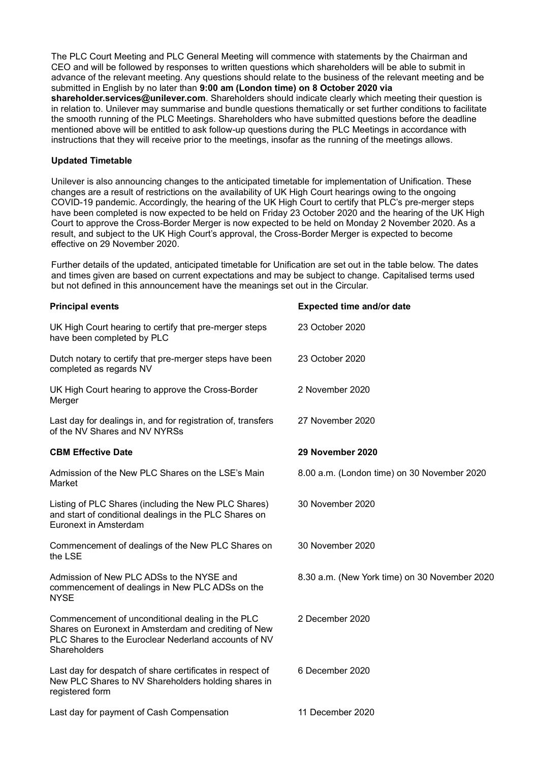The PLC Court Meeting and PLC General Meeting will commence with statements by the Chairman and CEO and will be followed by responses to written questions which shareholders will be able to submit in advance of the relevant meeting. Any questions should relate to the business of the relevant meeting and be submitted in English by no later than **9:00 am (London time) on 8 October 2020 via shareholder.services@unilever.com**. Shareholders should indicate clearly which meeting their question is in relation to. Unilever may summarise and bundle questions thematically or set further conditions to facilitate the smooth running of the PLC Meetings. Shareholders who have submitted questions before the deadline mentioned above will be entitled to ask follow-up questions during the PLC Meetings in accordance with instructions that they will receive prior to the meetings, insofar as the running of the meetings allows.

**Updated Timetable**

Unilever is also announcing changes to the anticipated timetable for implementation of Unification. These changes are a result of restrictions on the availability of UK High Court hearings owing to the ongoing COVID-19 pandemic. Accordingly, the hearing of the UK High Court to certify that PLC's pre-merger steps have been completed is now expected to be held on Friday 23 October 2020 and the hearing of the UK High Court to approve the Cross-Border Merger is now expected to be held on Monday 2 November 2020. As a result, and subject to the UK High Court's approval, the Cross-Border Merger is expected to become effective on 29 November 2020.

Further details of the updated, anticipated timetable for Unification are set out in the table below. The dates and times given are based on current expectations and may be subject to change. Capitalised terms used but not defined in this announcement have the meanings set out in the Circular.

| **Principal events** | **Expected time and/or date** |
|---|---|
| UK High Court hearing to certify that pre-merger steps have been completed by PLC | 23 October 2020 |
| Dutch notary to certify that pre-merger steps have been completed as regards NV | 23 October 2020 |
| UK High Court hearing to approve the Cross-Border Merger | 2 November 2020 |
| Last day for dealings in, and for registration of, transfers of the NV Shares and NV NYRSs | 27 November 2020 |
| **CBM Effective Date** | **29 November 2020** |
| Admission of the New PLC Shares on the LSE's Main Market | 8.00 a.m. (London time) on 30 November 2020 |
| Listing of PLC Shares (including the New PLC Shares) and start of conditional dealings in the PLC Shares on Euronext in Amsterdam | 30 November 2020 |
| Commencement of dealings of the New PLC Shares on the LSE | 30 November 2020 |
| Admission of New PLC ADSs to the NYSE and commencement of dealings in New PLC ADSs on the NYSE | 8.30 a.m. (New York time) on 30 November 2020 |
| Commencement of unconditional dealing in the PLC Shares on Euronext in Amsterdam and crediting of New PLC Shares to the Euroclear Nederland accounts of NV Shareholders | 2 December 2020 |
| Last day for despatch of share certificates in respect of New PLC Shares to NV Shareholders holding shares in registered form | 6 December 2020 |
| Last day for payment of Cash Compensation | 11 December 2020 |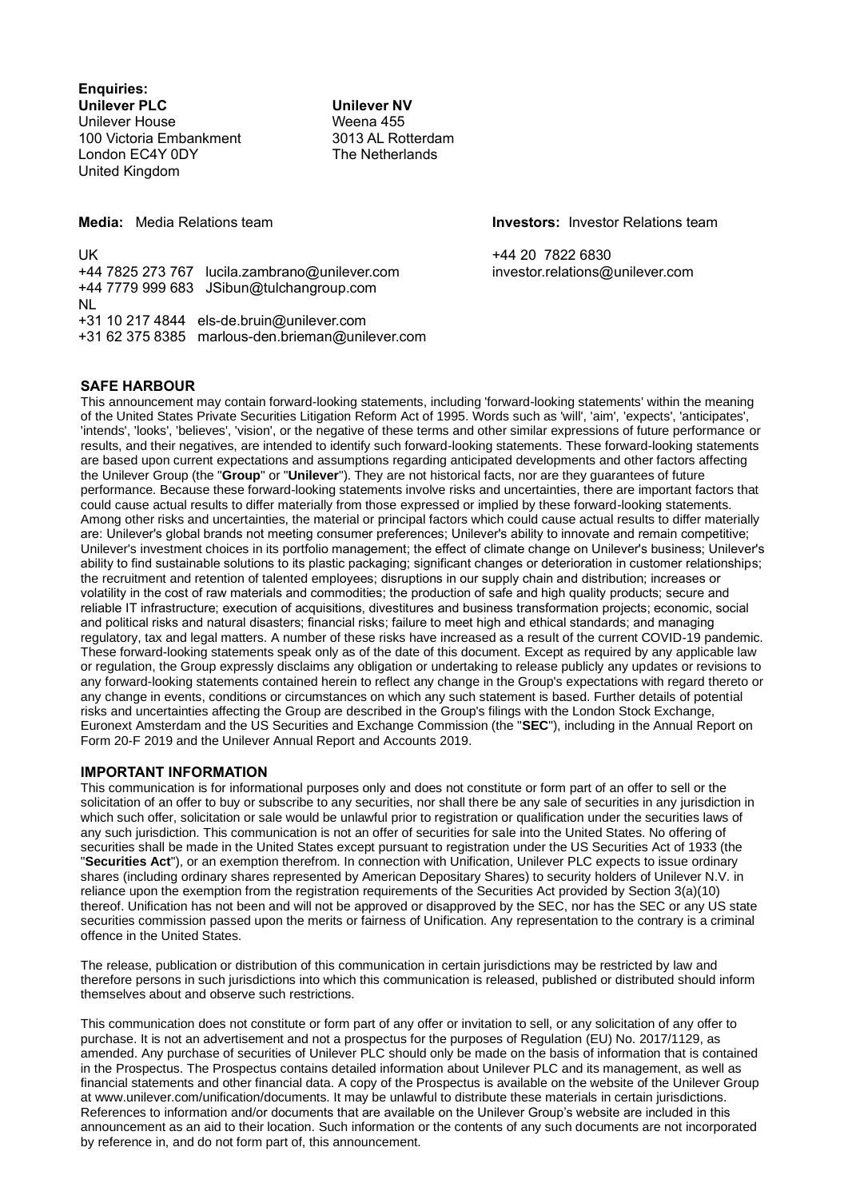**Enquiries:**

**Unilever PLC**
Unilever House
100 Victoria Embankment
London EC4Y 0DY
United Kingdom

**Unilever NV**
Weena 455
3013 AL Rotterdam
The Netherlands

**Media:** Media Relations team

UK
+44 7825 273 767 lucila.zambrano@unilever.com
+44 7779 999 683 JSibun@tulchangroup.com
NL
+31 10 217 4844 els-de.bruin@unilever.com
+31 62 375 8385 marlous-den.brieman@unilever.com

**Investors:** Investor Relations team

+44 20 7822 6830
investor.relations@unilever.com

## SAFE HARBOUR

This announcement may contain forward-looking statements, including 'forward-looking statements' within the meaning of the United States Private Securities Litigation Reform Act of 1995. Words such as 'will', 'aim', 'expects', 'anticipates', 'intends', 'looks', 'believes', 'vision', or the negative of these terms and other similar expressions of future performance or results, and their negatives, are intended to identify such forward-looking statements. These forward-looking statements are based upon current expectations and assumptions regarding anticipated developments and other factors affecting the Unilever Group (the "**Group**" or "**Unilever**"). They are not historical facts, nor are they guarantees of future performance. Because these forward-looking statements involve risks and uncertainties, there are important factors that could cause actual results to differ materially from those expressed or implied by these forward-looking statements. Among other risks and uncertainties, the material or principal factors which could cause actual results to differ materially are: Unilever's global brands not meeting consumer preferences; Unilever's ability to innovate and remain competitive; Unilever's investment choices in its portfolio management; the effect of climate change on Unilever's business; Unilever's ability to find sustainable solutions to its plastic packaging; significant changes or deterioration in customer relationships; the recruitment and retention of talented employees; disruptions in our supply chain and distribution; increases or volatility in the cost of raw materials and commodities; the production of safe and high quality products; secure and reliable IT infrastructure; execution of acquisitions, divestitures and business transformation projects; economic, social and political risks and natural disasters; financial risks; failure to meet high and ethical standards; and managing regulatory, tax and legal matters. A number of these risks have increased as a result of the current COVID-19 pandemic. These forward-looking statements speak only as of the date of this document. Except as required by any applicable law or regulation, the Group expressly disclaims any obligation or undertaking to release publicly any updates or revisions to any forward-looking statements contained herein to reflect any change in the Group's expectations with regard thereto or any change in events, conditions or circumstances on which any such statement is based. Further details of potential risks and uncertainties affecting the Group are described in the Group's filings with the London Stock Exchange, Euronext Amsterdam and the US Securities and Exchange Commission (the "**SEC**"), including in the Annual Report on Form 20-F 2019 and the Unilever Annual Report and Accounts 2019.

## IMPORTANT INFORMATION

This communication is for informational purposes only and does not constitute or form part of an offer to sell or the solicitation of an offer to buy or subscribe to any securities, nor shall there be any sale of securities in any jurisdiction in which such offer, solicitation or sale would be unlawful prior to registration or qualification under the securities laws of any such jurisdiction. This communication is not an offer of securities for sale into the United States. No offering of securities shall be made in the United States except pursuant to registration under the US Securities Act of 1933 (the "**Securities Act**"), or an exemption therefrom. In connection with Unification, Unilever PLC expects to issue ordinary shares (including ordinary shares represented by American Depositary Shares) to security holders of Unilever N.V. in reliance upon the exemption from the registration requirements of the Securities Act provided by Section 3(a)(10) thereof. Unification has not been and will not be approved or disapproved by the SEC, nor has the SEC or any US state securities commission passed upon the merits or fairness of Unification. Any representation to the contrary is a criminal offence in the United States.

The release, publication or distribution of this communication in certain jurisdictions may be restricted by law and therefore persons in such jurisdictions into which this communication is released, published or distributed should inform themselves about and observe such restrictions.

This communication does not constitute or form part of any offer or invitation to sell, or any solicitation of any offer to purchase. It is not an advertisement and not a prospectus for the purposes of Regulation (EU) No. 2017/1129, as amended. Any purchase of securities of Unilever PLC should only be made on the basis of information that is contained in the Prospectus. The Prospectus contains detailed information about Unilever PLC and its management, as well as financial statements and other financial data. A copy of the Prospectus is available on the website of the Unilever Group at www.unilever.com/unification/documents. It may be unlawful to distribute these materials in certain jurisdictions. References to information and/or documents that are available on the Unilever Group's website are included in this announcement as an aid to their location. Such information or the contents of any such documents are not incorporated by reference in, and do not form part of, this announcement.